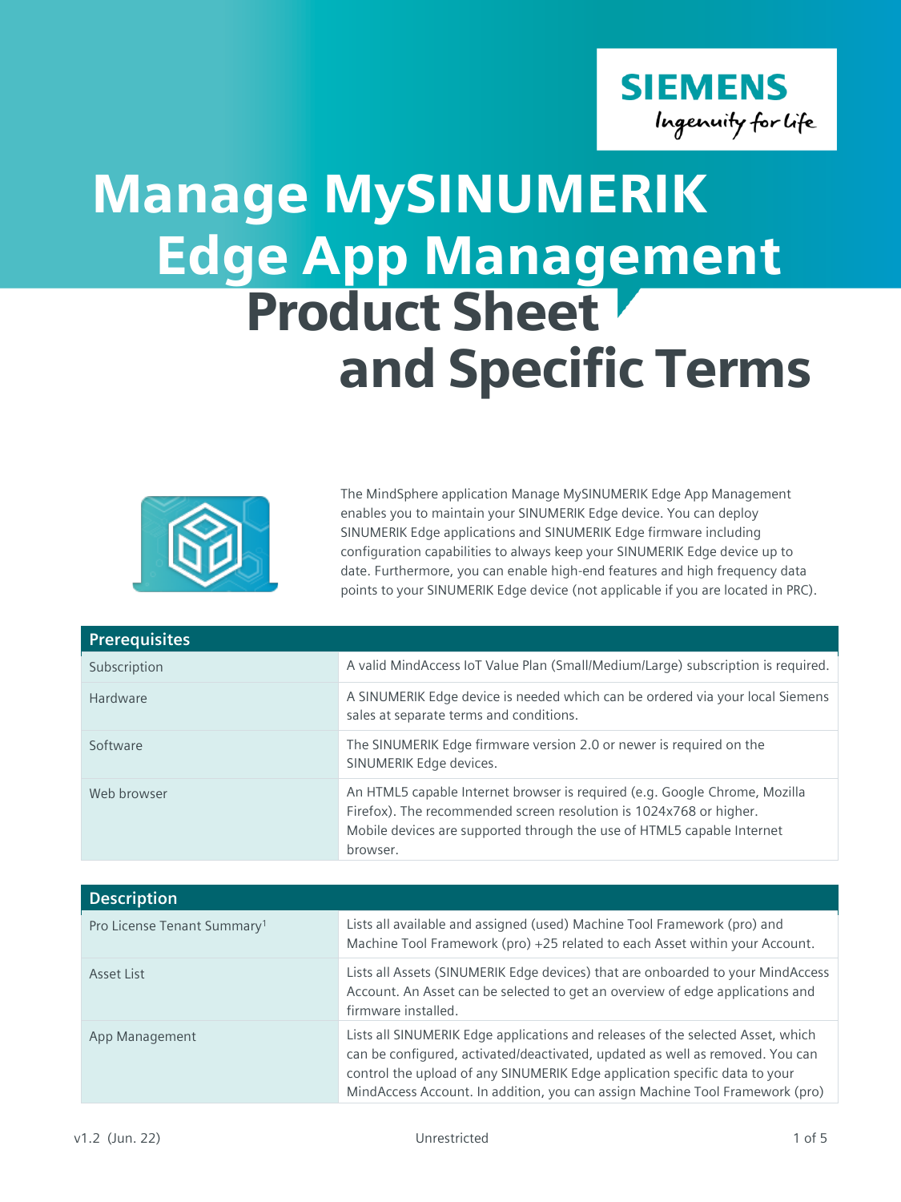# Manage MySINUMERIK Edge App Management Product Sheet and Specific Terms

The MindSphere application Manage MySINUMERIK Edge App Management enables you to maintain your SINUMERIK Edge device. You can deploy SINUMERIK Edge applications and SINUMERIK Edge firmware including configuration capabilities to always keep your SINUMERIK Edge device up to date. Furthermore, you can enable high-end features and high frequency data points to your SINUMERIK Edge device (not applicable if you are located in PRC).

| Prerequisites | |
|---|---|
| Subscription | A valid MindAccess IoT Value Plan (Small/Medium/Large) subscription is required. |
| Hardware | A SINUMERIK Edge device is needed which can be ordered via your local Siemens sales at separate terms and conditions. |
| Software | The SINUMERIK Edge firmware version 2.0 or newer is required on the SINUMERIK Edge devices. |
| Web browser | An HTML5 capable Internet browser is required (e.g. Google Chrome, Mozilla Firefox). The recommended screen resolution is 1024x768 or higher. Mobile devices are supported through the use of HTML5 capable Internet browser. |

| Description | |
|---|---|
| Pro License Tenant Summary[1] | Lists all available and assigned (used) Machine Tool Framework (pro) and Machine Tool Framework (pro) +25 related to each Asset within your Account. |
| Asset List | Lists all Assets (SINUMERIK Edge devices) that are onboarded to your MindAccess Account. An Asset can be selected to get an overview of edge applications and firmware installed. |
| App Management | Lists all SINUMERIK Edge applications and releases of the selected Asset, which can be configured, activated/deactivated, updated as well as removed. You can control the upload of any SINUMERIK Edge application specific data to your MindAccess Account. In addition, you can assign Machine Tool Framework (pro) |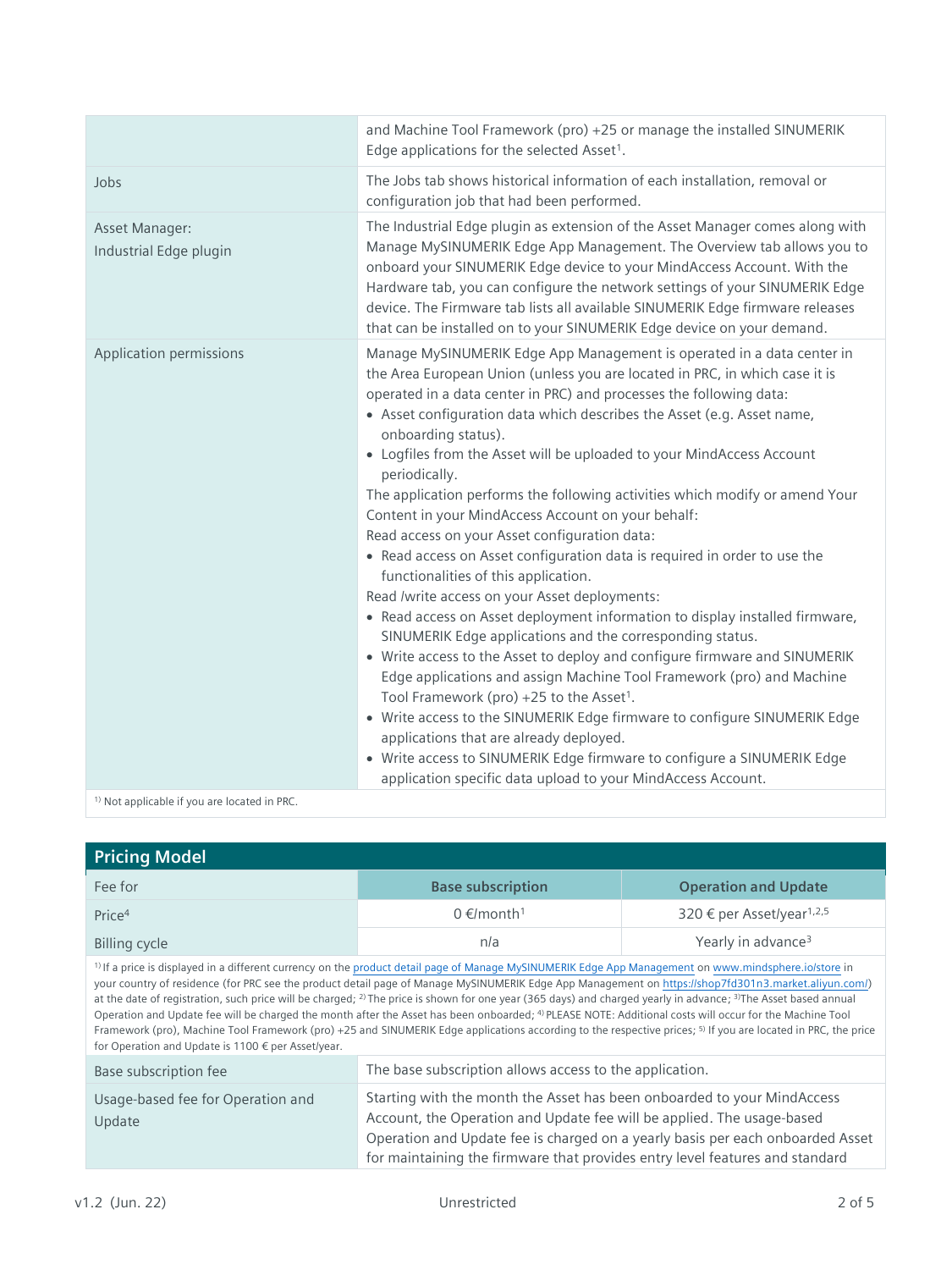| | |
|---|---|
| | and Machine Tool Framework (pro) +25 or manage the installed SINUMERIK Edge applications for the selected Asset[1]. |
| Jobs | The Jobs tab shows historical information of each installation, removal or configuration job that had been performed. |
| Asset Manager: Industrial Edge plugin | The Industrial Edge plugin as extension of the Asset Manager comes along with Manage MySINUMERIK Edge App Management. The Overview tab allows you to onboard your SINUMERIK Edge device to your MindAccess Account. With the Hardware tab, you can configure the network settings of your SINUMERIK Edge device. The Firmware tab lists all available SINUMERIK Edge firmware releases that can be installed on to your SINUMERIK Edge device on your demand. |
| Application permissions | Manage MySINUMERIK Edge App Management is operated in a data center in the Area European Union (unless you are located in PRC, in which case it is operated in a data center in PRC) and processes the following data:<br>• Asset configuration data which describes the Asset (e.g. Asset name, onboarding status).<br>• Logfiles from the Asset will be uploaded to your MindAccess Account periodically.<br>The application performs the following activities which modify or amend Your Content in your MindAccess Account on your behalf:<br>Read access on your Asset configuration data:<br>• Read access on Asset configuration data is required in order to use the functionalities of this application.<br>Read /write access on your Asset deployments:<br>• Read access on Asset deployment information to display installed firmware, SINUMERIK Edge applications and the corresponding status.<br>• Write access to the Asset to deploy and configure firmware and SINUMERIK Edge applications and assign Machine Tool Framework (pro) and Machine Tool Framework (pro) +25 to the Asset[1].<br>• Write access to the SINUMERIK Edge firmware to configure SINUMERIK Edge applications that are already deployed.<br>• Write access to SINUMERIK Edge firmware to configure a SINUMERIK Edge application specific data upload to your MindAccess Account. |

[1]) Not applicable if you are located in PRC.

## Pricing Model

| Fee for | Base subscription | Operation and Update |
|---|---|---|
| Price[4] | 0 €/month[1] | 320 € per Asset/year[1,2,5] |
| Billing cycle | n/a | Yearly in advance[3] |

[1]) If a price is displayed in a different currency on the product detail page of Manage MySINUMERIK Edge App Management on www.mindsphere.io/store in your country of residence (for PRC see the product detail page of Manage MySINUMERIK Edge App Management on https://shop7fd301n3.market.aliyun.com/) at the date of registration, such price will be charged; [2]) The price is shown for one year (365 days) and charged yearly in advance; [3])The Asset based annual Operation and Update fee will be charged the month after the Asset has been onboarded; [4]) PLEASE NOTE: Additional costs will occur for the Machine Tool Framework (pro), Machine Tool Framework (pro) +25 and SINUMERIK Edge applications according to the respective prices; [5]) If you are located in PRC, the price for Operation and Update is 1100 € per Asset/year.

| | |
|---|---|
| Base subscription fee | The base subscription allows access to the application. |
| Usage-based fee for Operation and Update | Starting with the month the Asset has been onboarded to your MindAccess Account, the Operation and Update fee will be applied. The usage-based Operation and Update fee is charged on a yearly basis per each onboarded Asset for maintaining the firmware that provides entry level features and standard |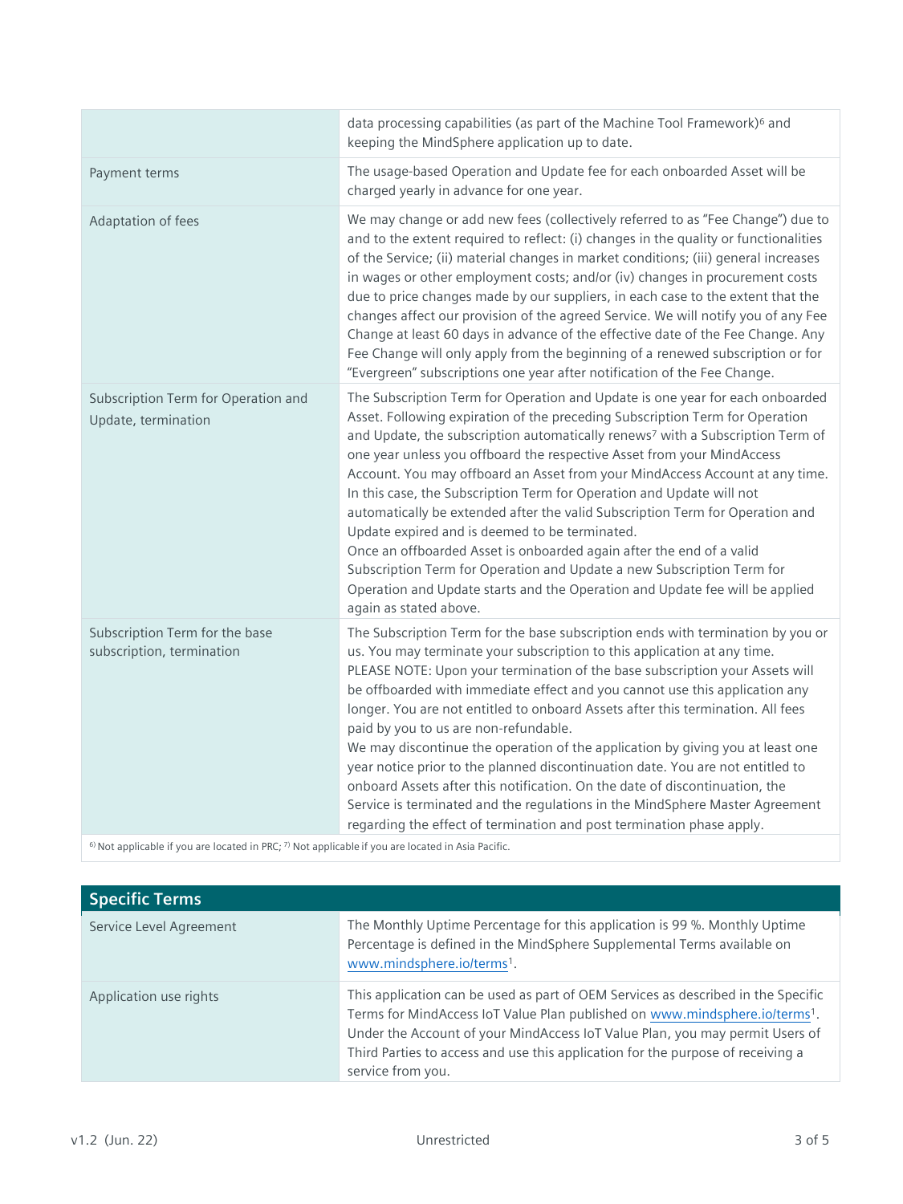| | |
|---|---|
| | data processing capabilities (as part of the Machine Tool Framework)[6] and keeping the MindSphere application up to date. |
| Payment terms | The usage-based Operation and Update fee for each onboarded Asset will be charged yearly in advance for one year. |
| Adaptation of fees | We may change or add new fees (collectively referred to as "Fee Change") due to and to the extent required to reflect: (i) changes in the quality or functionalities of the Service; (ii) material changes in market conditions; (iii) general increases in wages or other employment costs; and/or (iv) changes in procurement costs due to price changes made by our suppliers, in each case to the extent that the changes affect our provision of the agreed Service. We will notify you of any Fee Change at least 60 days in advance of the effective date of the Fee Change. Any Fee Change will only apply from the beginning of a renewed subscription or for "Evergreen" subscriptions one year after notification of the Fee Change. |
| Subscription Term for Operation and Update, termination | The Subscription Term for Operation and Update is one year for each onboarded Asset. Following expiration of the preceding Subscription Term for Operation and Update, the subscription automatically renews[7] with a Subscription Term of one year unless you offboard the respective Asset from your MindAccess Account. You may offboard an Asset from your MindAccess Account at any time. In this case, the Subscription Term for Operation and Update will not automatically be extended after the valid Subscription Term for Operation and Update expired and is deemed to be terminated.<br>Once an offboarded Asset is onboarded again after the end of a valid Subscription Term for Operation and Update a new Subscription Term for Operation and Update starts and the Operation and Update fee will be applied again as stated above. |
| Subscription Term for the base subscription, termination | The Subscription Term for the base subscription ends with termination by you or us. You may terminate your subscription to this application at any time.<br>PLEASE NOTE: Upon your termination of the base subscription your Assets will be offboarded with immediate effect and you cannot use this application any longer. You are not entitled to onboard Assets after this termination. All fees paid by you to us are non-refundable.<br>We may discontinue the operation of the application by giving you at least one year notice prior to the planned discontinuation date. You are not entitled to onboard Assets after this notification. On the date of discontinuation, the Service is terminated and the regulations in the MindSphere Master Agreement regarding the effect of termination and post termination phase apply. |

[6] Not applicable if you are located in PRC; [7] Not applicable if you are located in Asia Pacific.

| Specific Terms | |
|---|---|
| Service Level Agreement | The Monthly Uptime Percentage for this application is 99 %. Monthly Uptime Percentage is defined in the MindSphere Supplemental Terms available on www.mindsphere.io/terms[1]. |
| Application use rights | This application can be used as part of OEM Services as described in the Specific Terms for MindAccess IoT Value Plan published on www.mindsphere.io/terms[1]. Under the Account of your MindAccess IoT Value Plan, you may permit Users of Third Parties to access and use this application for the purpose of receiving a service from you. |

v1.2 (Jun. 22) Unrestricted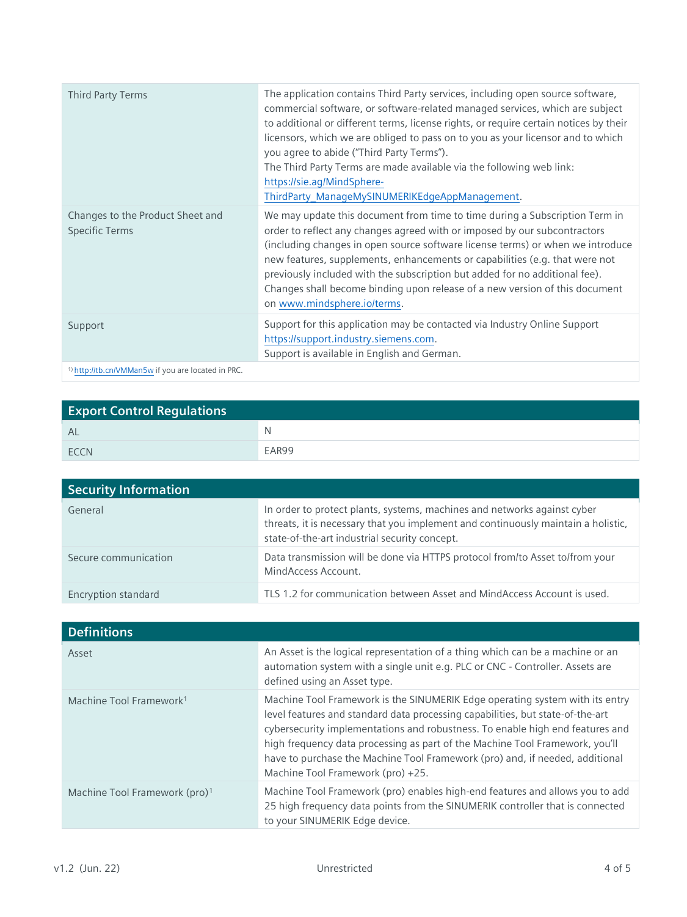| | |
|---|---|
| Third Party Terms | The application contains Third Party services, including open source software, commercial software, or software-related managed services, which are subject to additional or different terms, license rights, or require certain notices by their licensors, which we are obliged to pass on to you as your licensor and to which you agree to abide ("Third Party Terms"). The Third Party Terms are made available via the following web link: https://sie.ag/MindSphere-ThirdParty_ManageMySINUMERIKEdgeAppManagement. |
| Changes to the Product Sheet and Specific Terms | We may update this document from time to time during a Subscription Term in order to reflect any changes agreed with or imposed by our subcontractors (including changes in open source software license terms) or when we introduce new features, supplements, enhancements or capabilities (e.g. that were not previously included with the subscription but added for no additional fee). Changes shall become binding upon release of a new version of this document on www.mindsphere.io/terms. |
| Support | Support for this application may be contacted via Industry Online Support https://support.industry.siemens.com. Support is available in English and German. |

[1] http://tb.cn/VMMan5w if you are located in PRC.

## Export Control Regulations

| | |
|---|---|
| AL | N |
| ECCN | EAR99 |

## Security Information

| | |
|---|---|
| General | In order to protect plants, systems, machines and networks against cyber threats, it is necessary that you implement and continuously maintain a holistic, state-of-the-art industrial security concept. |
| Secure communication | Data transmission will be done via HTTPS protocol from/to Asset to/from your MindAccess Account. |
| Encryption standard | TLS 1.2 for communication between Asset and MindAccess Account is used. |

## Definitions

| | |
|---|---|
| Asset | An Asset is the logical representation of a thing which can be a machine or an automation system with a single unit e.g. PLC or CNC - Controller. Assets are defined using an Asset type. |
| Machine Tool Framework[1] | Machine Tool Framework is the SINUMERIK Edge operating system with its entry level features and standard data processing capabilities, but state-of-the-art cybersecurity implementations and robustness. To enable high end features and high frequency data processing as part of the Machine Tool Framework, you'll have to purchase the Machine Tool Framework (pro) and, if needed, additional Machine Tool Framework (pro) +25. |
| Machine Tool Framework (pro)[1] | Machine Tool Framework (pro) enables high-end features and allows you to add 25 high frequency data points from the SINUMERIK controller that is connected to your SINUMERIK Edge device. |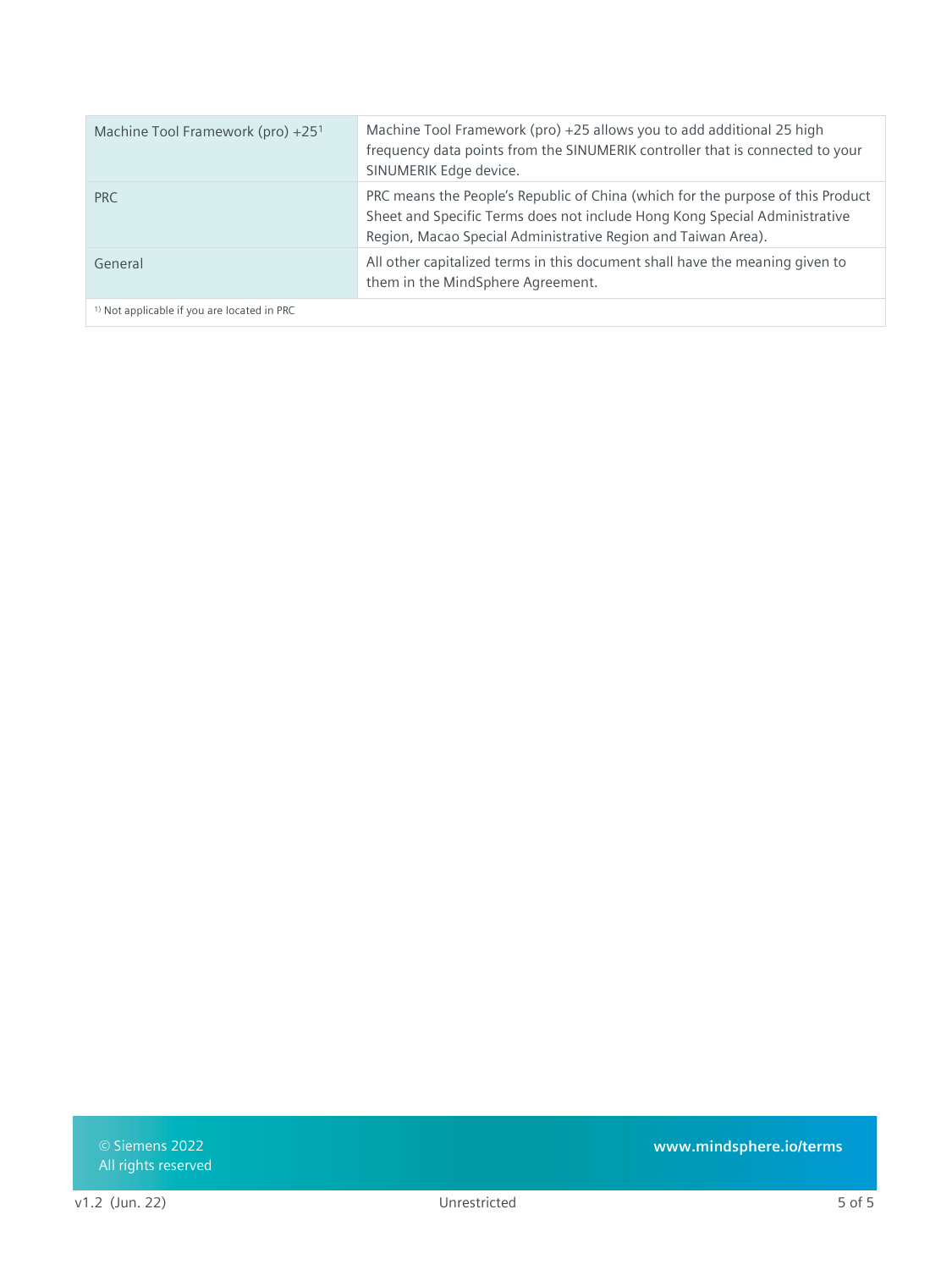| | |
|---|---|
| Machine Tool Framework (pro) +25[1] | Machine Tool Framework (pro) +25 allows you to add additional 25 high frequency data points from the SINUMERIK controller that is connected to your SINUMERIK Edge device. |
| PRC | PRC means the People's Republic of China (which for the purpose of this Product Sheet and Specific Terms does not include Hong Kong Special Administrative Region, Macao Special Administrative Region and Taiwan Area). |
| General | All other capitalized terms in this document shall have the meaning given to them in the MindSphere Agreement. |

[1]) Not applicable if you are located in PRC

© Siemens 2022
All rights reserved

www.mindsphere.io/terms

v1.2 (Jun. 22)

Unrestricted